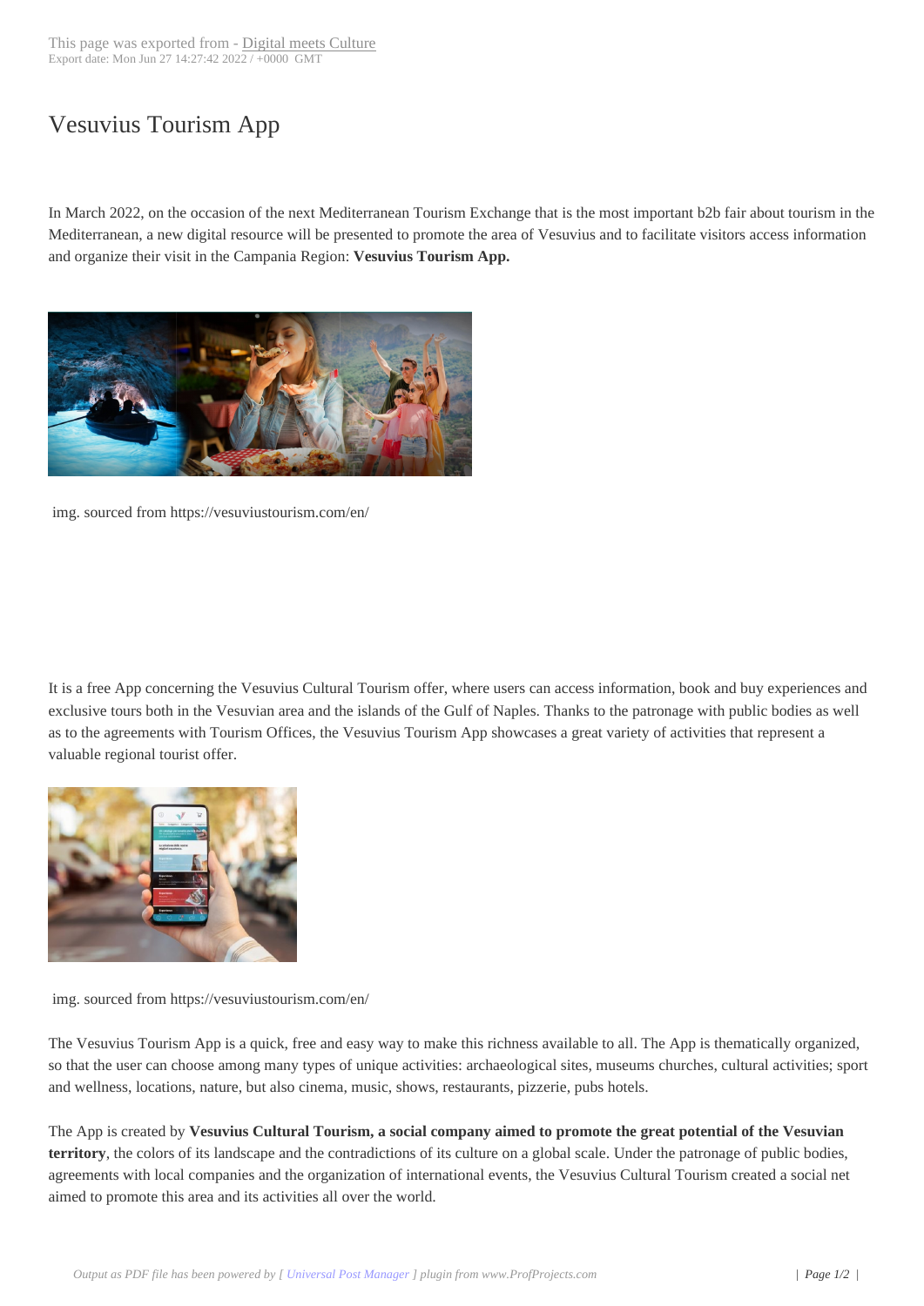# Vesuvius Tourism App

In March 2022, on the occasion of the next Mediterranean Tourism Exchange that is the most important b2b fair about tourism in the Mediterranean, a new digital resource will be presented to promote the area of Vesuvius and to facilitate visitors access information and organize their visit in the Campania Region: **Vesuvius Tourism App.**

img. sourced from https://vesuviustourism.com/en/

It is a free App concerning the Vesuvius Cultural Tourism offer, where users can access information, book and buy experiences and exclusive tours both in the Vesuvian area and the islands of the Gulf of Naples. Thanks to the patronage with public bodies as well as to the agreements with Tourism Offices, the Vesuvius Tourism App showcases a great variety of activities that represent a valuable regional tourist offer.

img. sourced from https://vesuviustourism.com/en/

The Vesuvius Tourism App is a quick, free and easy way to make this richness available to all. The App is thematically organized, so that the user can choose among many types of unique activities: archaeological sites, museums churches, cultural activities; sport and wellness, locations, nature, but also cinema, music, shows, restaurants, pizzerie, pubs hotels.

The App is created by **Vesuvius Cultural Tourism, a social company aimed to promote the great potential of the Vesuvian territory**, the colors of its landscape and the contradictions of its culture on a global scale. Under the patronage of public bodies, agreements with local companies and the organization of international events, the Vesuvius Cultural Tourism created a social net aimed to promote this area and its activities all over the world.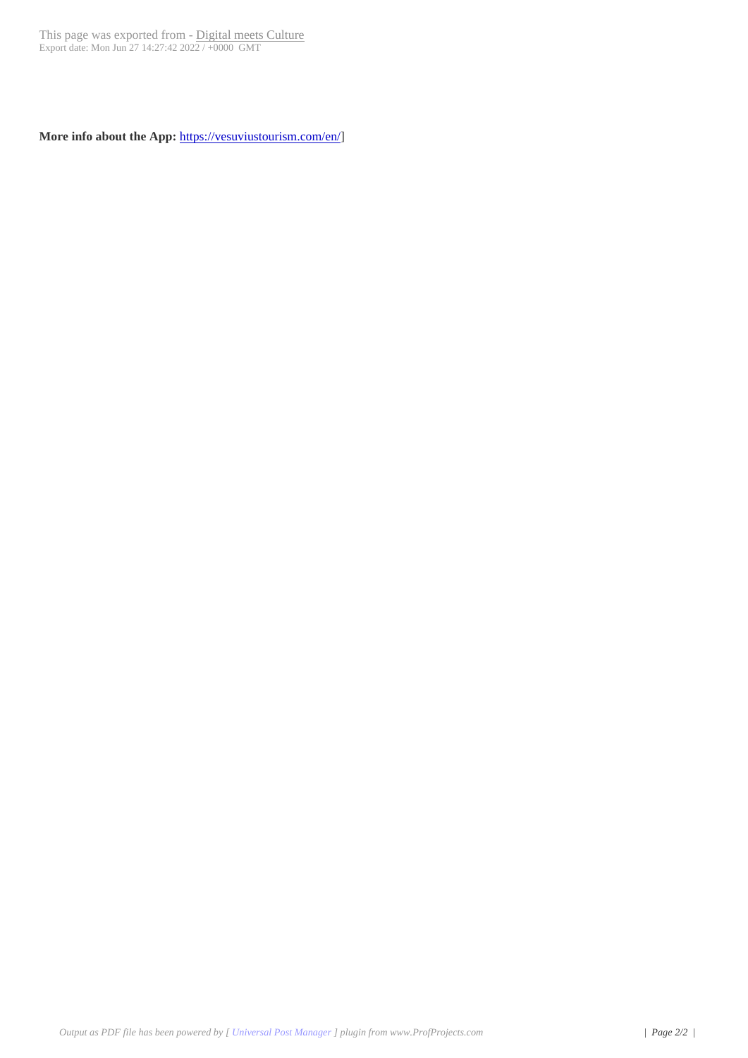**More info about the App:** https://vesuviustourism.com/en/]